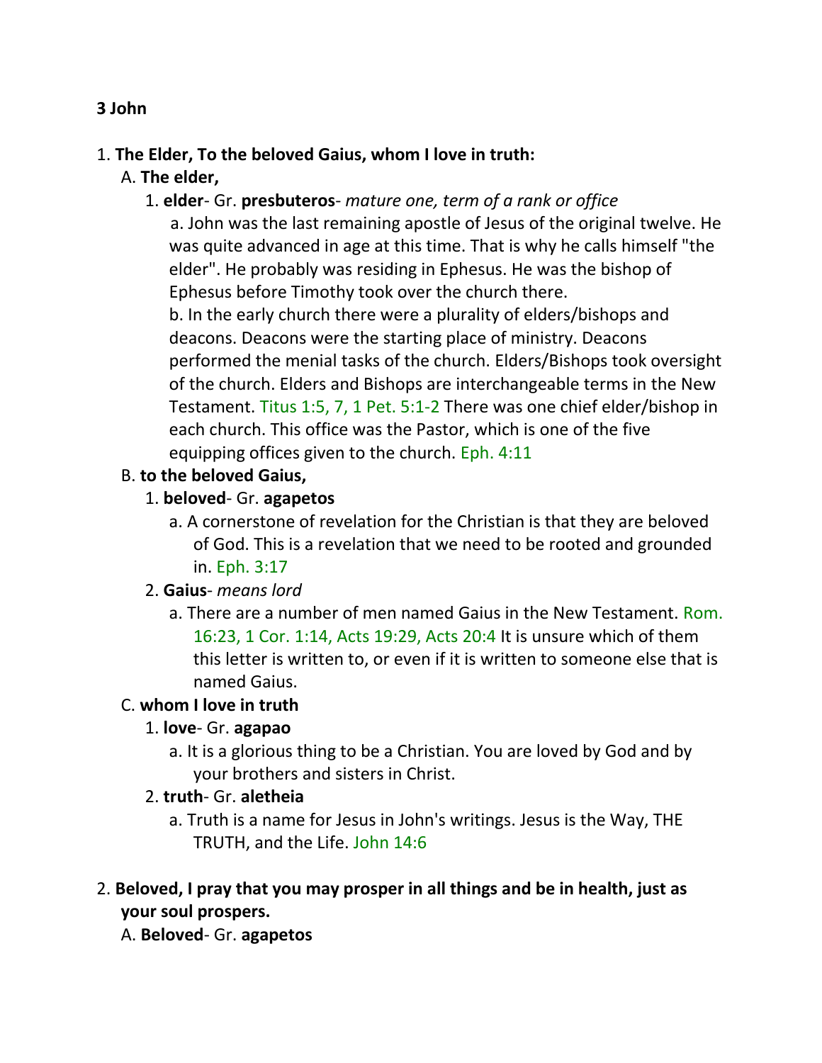**3 John**

1. **The Elder, To the beloved Gaius, whom I love in truth:**
   A. **The elder,**
      1. **elder**- Gr. **presbuteros**- *mature one, term of a rank or office*
         a. John was the last remaining apostle of Jesus of the original twelve. He was quite advanced in age at this time. That is why he calls himself "the elder". He probably was residing in Ephesus. He was the bishop of Ephesus before Timothy took over the church there.
         b. In the early church there were a plurality of elders/bishops and deacons. Deacons were the starting place of ministry. Deacons performed the menial tasks of the church. Elders/Bishops took oversight of the church. Elders and Bishops are interchangeable terms in the New Testament. Titus 1:5, 7, 1 Pet. 5:1-2 There was one chief elder/bishop in each church. This office was the Pastor, which is one of the five equipping offices given to the church. Eph. 4:11
   B. **to the beloved Gaius,**
      1. **beloved**- Gr. **agapetos**
         a. A cornerstone of revelation for the Christian is that they are beloved of God. This is a revelation that we need to be rooted and grounded in. Eph. 3:17
      2. **Gaius**- *means lord*
         a. There are a number of men named Gaius in the New Testament. Rom. 16:23, 1 Cor. 1:14, Acts 19:29, Acts 20:4 It is unsure which of them this letter is written to, or even if it is written to someone else that is named Gaius.
   C. **whom I love in truth**
      1. **love**- Gr. **agapao**
         a. It is a glorious thing to be a Christian. You are loved by God and by your brothers and sisters in Christ.
      2. **truth**- Gr. **aletheia**
         a. Truth is a name for Jesus in John's writings. Jesus is the Way, THE TRUTH, and the Life. John 14:6

2. **Beloved, I pray that you may prosper in all things and be in health, just as your soul prospers.**
   A. **Beloved**- Gr. **agapetos**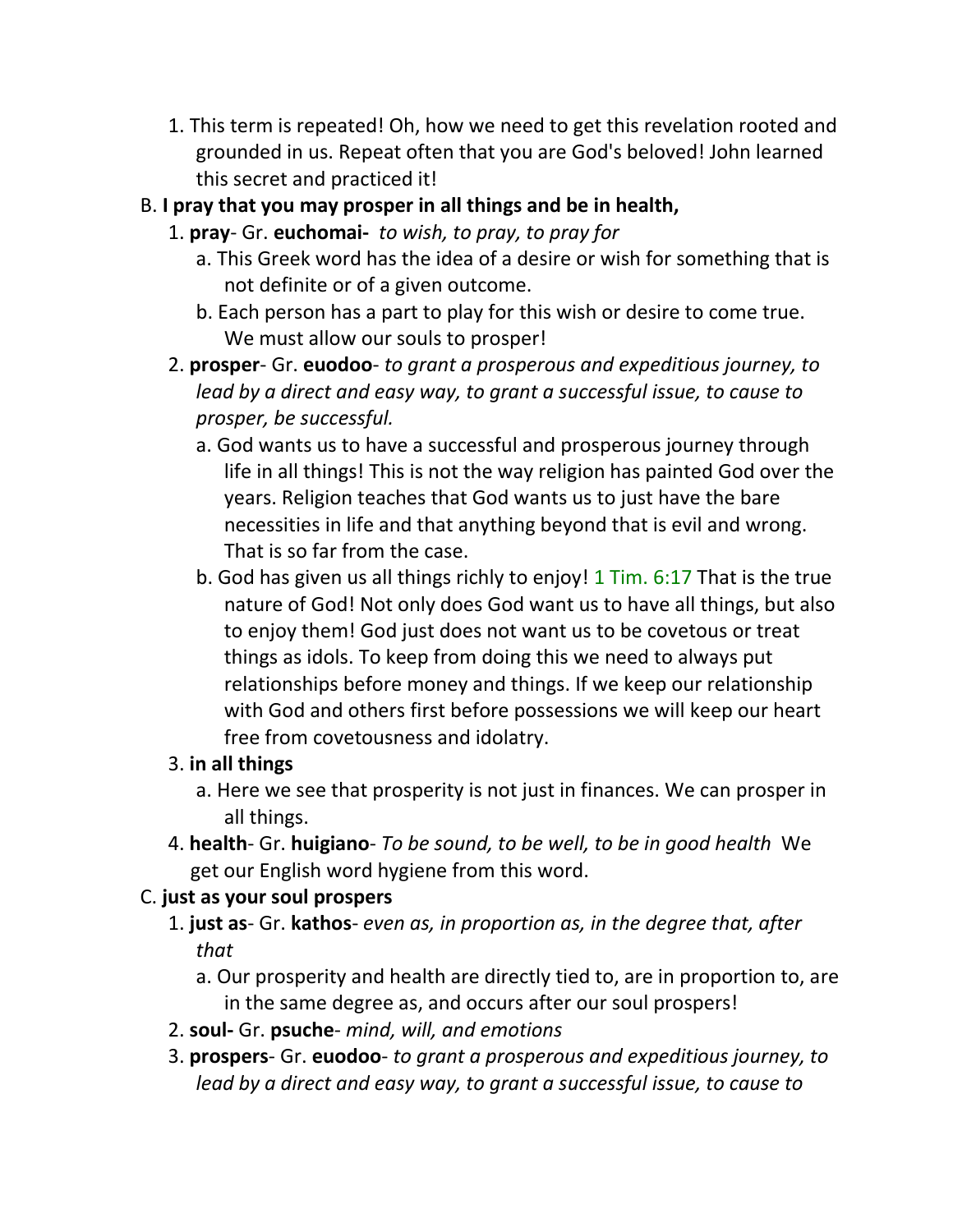1. This term is repeated! Oh, how we need to get this revelation rooted and grounded in us. Repeat often that you are God's beloved! John learned this secret and practiced it!

B. **I pray that you may prosper in all things and be in health,**

1. **pray**- Gr. **euchomai-** *to wish, to pray, to pray for*
    a. This Greek word has the idea of a desire or wish for something that is not definite or of a given outcome.
    b. Each person has a part to play for this wish or desire to come true. We must allow our souls to prosper!
2. **prosper**- Gr. **euodoo**- *to grant a prosperous and expeditious journey, to lead by a direct and easy way, to grant a successful issue, to cause to prosper, be successful.*
    a. God wants us to have a successful and prosperous journey through life in all things! This is not the way religion has painted God over the years. Religion teaches that God wants us to just have the bare necessities in life and that anything beyond that is evil and wrong. That is so far from the case.
    b. God has given us all things richly to enjoy! 1 Tim. 6:17 That is the true nature of God! Not only does God want us to have all things, but also to enjoy them! God just does not want us to be covetous or treat things as idols. To keep from doing this we need to always put relationships before money and things. If we keep our relationship with God and others first before possessions we will keep our heart free from covetousness and idolatry.
3. **in all things**
    a. Here we see that prosperity is not just in finances. We can prosper in all things.
4. **health**- Gr. **huigiano**- *To be sound, to be well, to be in good health* We get our English word hygiene from this word.

C. **just as your soul prospers**

1. **just as**- Gr. **kathos**- *even as, in proportion as, in the degree that, after that*
    a. Our prosperity and health are directly tied to, are in proportion to, are in the same degree as, and occurs after our soul prospers!
2. **soul-** Gr. **psuche**- *mind, will, and emotions*
3. **prospers**- Gr. **euodoo**- *to grant a prosperous and expeditious journey, to lead by a direct and easy way, to grant a successful issue, to cause to*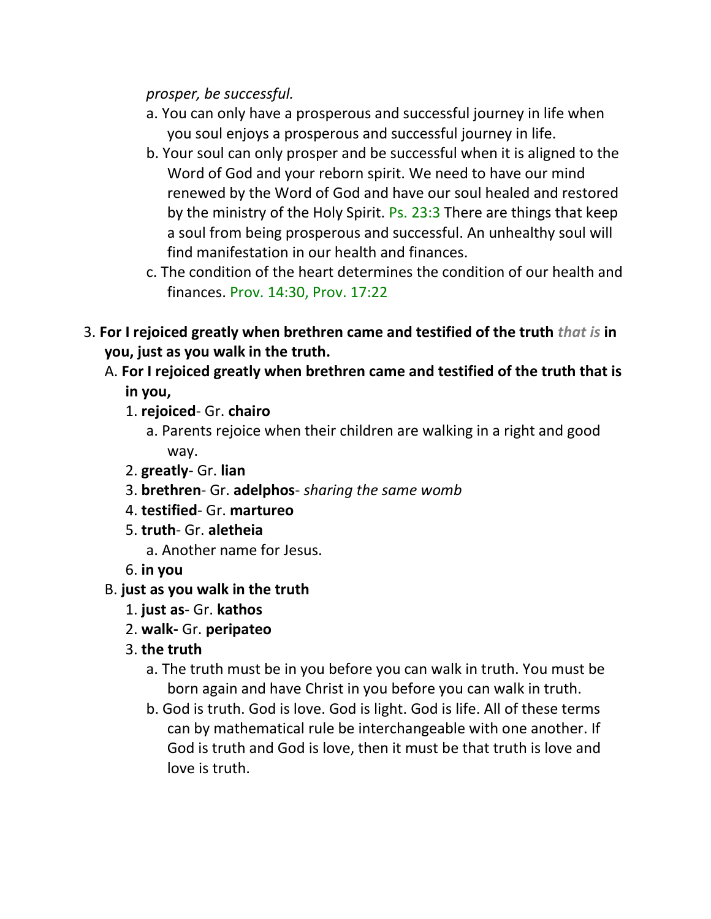*prosper, be successful.*

a. You can only have a prosperous and successful journey in life when you soul enjoys a prosperous and successful journey in life.

b. Your soul can only prosper and be successful when it is aligned to the Word of God and your reborn spirit. We need to have our mind renewed by the Word of God and have our soul healed and restored by the ministry of the Holy Spirit. Ps. 23:3 There are things that keep a soul from being prosperous and successful. An unhealthy soul will find manifestation in our health and finances.

c. The condition of the heart determines the condition of our health and finances. Prov. 14:30, Prov. 17:22

3. **For I rejoiced greatly when brethren came and testified of the truth *that is* in you, just as you walk in the truth.**

   A. **For I rejoiced greatly when brethren came and testified of the truth that is in you,**

      1. **rejoiced**- Gr. **chairo**

         a. Parents rejoice when their children are walking in a right and good way.

      2. **greatly**- Gr. **lian**

      3. **brethren**- Gr. **adelphos**- *sharing the same womb*

      4. **testified**- Gr. **martureo**

      5. **truth**- Gr. **aletheia**

         a. Another name for Jesus.

      6. **in you**

   B. **just as you walk in the truth**

      1. **just as**- Gr. **kathos**

      2. **walk-** Gr. **peripateo**

      3. **the truth**

         a. The truth must be in you before you can walk in truth. You must be born again and have Christ in you before you can walk in truth.

         b. God is truth. God is love. God is light. God is life. All of these terms can by mathematical rule be interchangeable with one another. If God is truth and God is love, then it must be that truth is love and love is truth.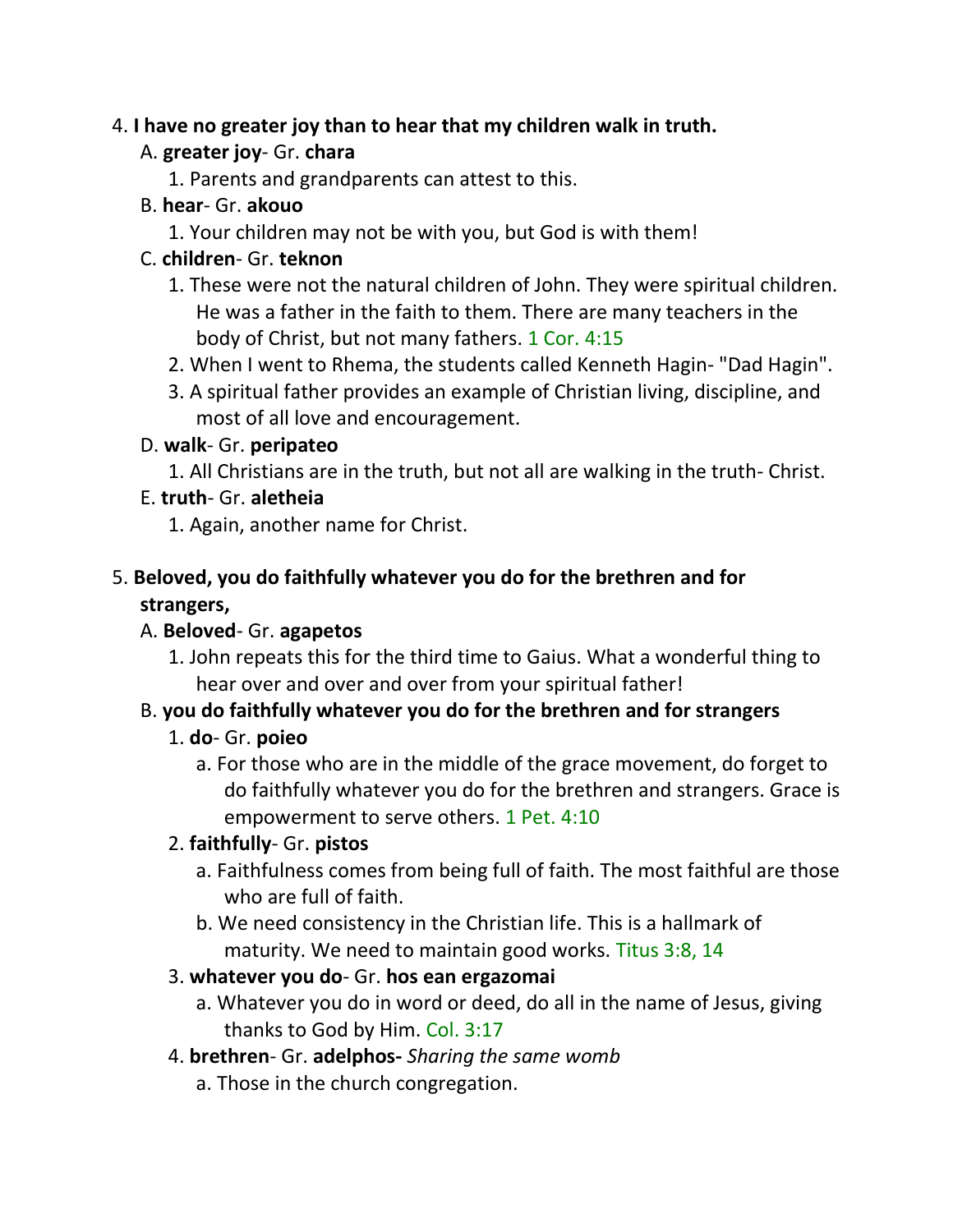4. **I have no greater joy than to hear that my children walk in truth.**
   A. **greater joy**- Gr. **chara**
      1. Parents and grandparents can attest to this.
   B. **hear**- Gr. **akouo**
      1. Your children may not be with you, but God is with them!
   C. **children**- Gr. **teknon**
      1. These were not the natural children of John. They were spiritual children. He was a father in the faith to them. There are many teachers in the body of Christ, but not many fathers. 1 Cor. 4:15
      2. When I went to Rhema, the students called Kenneth Hagin- "Dad Hagin".
      3. A spiritual father provides an example of Christian living, discipline, and most of all love and encouragement.
   D. **walk**- Gr. **peripateo**
      1. All Christians are in the truth, but not all are walking in the truth- Christ.
   E. **truth**- Gr. **aletheia**
      1. Again, another name for Christ.

5. **Beloved, you do faithfully whatever you do for the brethren and for strangers,**
   A. **Beloved**- Gr. **agapetos**
      1. John repeats this for the third time to Gaius. What a wonderful thing to hear over and over and over from your spiritual father!
   B. **you do faithfully whatever you do for the brethren and for strangers**
      1. **do**- Gr. **poieo**
         a. For those who are in the middle of the grace movement, do forget to do faithfully whatever you do for the brethren and strangers. Grace is empowerment to serve others. 1 Pet. 4:10
      2. **faithfully**- Gr. **pistos**
         a. Faithfulness comes from being full of faith. The most faithful are those who are full of faith.
         b. We need consistency in the Christian life. This is a hallmark of maturity. We need to maintain good works. Titus 3:8, 14
      3. **whatever you do**- Gr. **hos ean ergazomai**
         a. Whatever you do in word or deed, do all in the name of Jesus, giving thanks to God by Him. Col. 3:17
      4. **brethren**- Gr. **adelphos-** *Sharing the same womb*
         a. Those in the church congregation.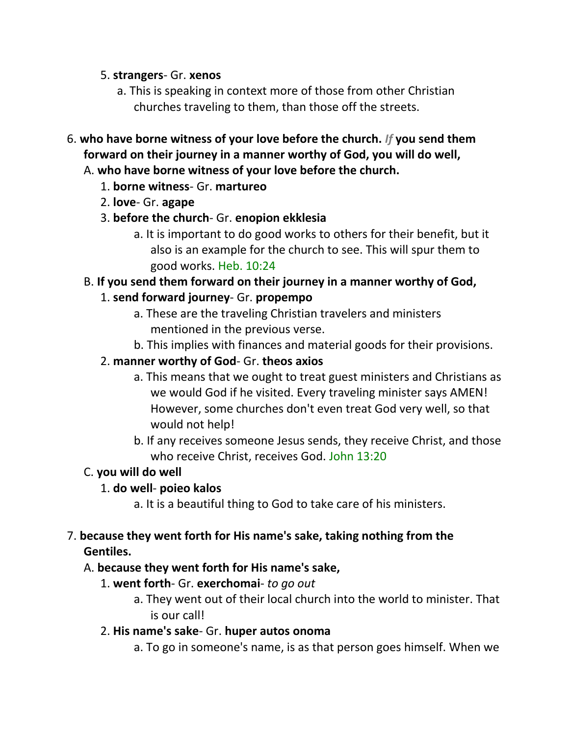5. **strangers**- Gr. **xenos**
    a. This is speaking in context more of those from other Christian churches traveling to them, than those off the streets.

6. **who have borne witness of your love before the church.** ***If*** **you send them forward on their journey in a manner worthy of God, you will do well,**
   A. **who have borne witness of your love before the church.**
      1. **borne witness**- Gr. **martureo**
      2. **love**- Gr. **agape**
      3. **before the church**- Gr. **enopion ekklesia**
         a. It is important to do good works to others for their benefit, but it also is an example for the church to see. This will spur them to good works. Heb. 10:24
   B. **If you send them forward on their journey in a manner worthy of God,**
      1. **send forward journey**- Gr. **propempo**
         a. These are the traveling Christian travelers and ministers mentioned in the previous verse.
         b. This implies with finances and material goods for their provisions.
      2. **manner worthy of God**- Gr. **theos axios**
         a. This means that we ought to treat guest ministers and Christians as we would God if he visited. Every traveling minister says AMEN! However, some churches don't even treat God very well, so that would not help!
         b. If any receives someone Jesus sends, they receive Christ, and those who receive Christ, receives God. John 13:20
   C. **you will do well**
      1. **do well**- **poieo kalos**
         a. It is a beautiful thing to God to take care of his ministers.

7. **because they went forth for His name's sake, taking nothing from the Gentiles.**
   A. **because they went forth for His name's sake,**
      1. **went forth**- Gr. **exerchomai**- *to go out*
         a. They went out of their local church into the world to minister. That is our call!
      2. **His name's sake**- Gr. **huper autos onoma**
         a. To go in someone's name, is as that person goes himself. When we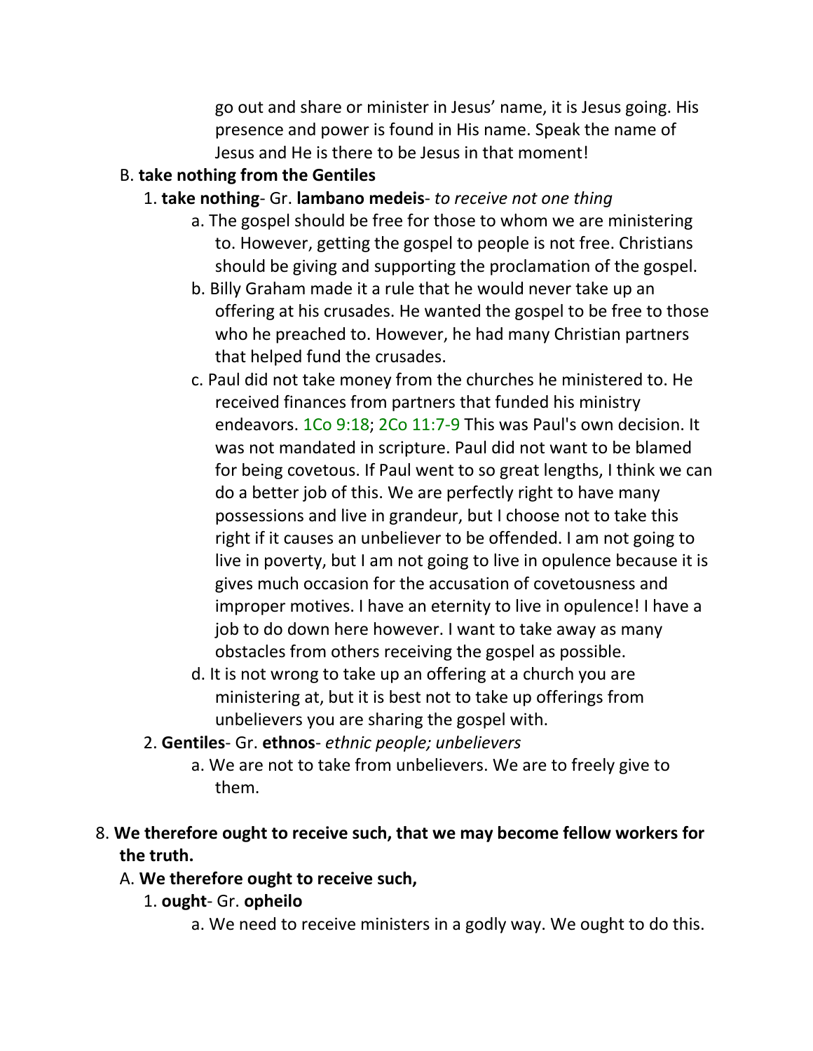go out and share or minister in Jesus' name, it is Jesus going. His presence and power is found in His name. Speak the name of Jesus and He is there to be Jesus in that moment!

B. **take nothing from the Gentiles**

1. **take nothing**- Gr. **lambano medeis**- *to receive not one thing*

    a. The gospel should be free for those to whom we are ministering to. However, getting the gospel to people is not free. Christians should be giving and supporting the proclamation of the gospel.

    b. Billy Graham made it a rule that he would never take up an offering at his crusades. He wanted the gospel to be free to those who he preached to. However, he had many Christian partners that helped fund the crusades.

    c. Paul did not take money from the churches he ministered to. He received finances from partners that funded his ministry endeavors. 1Co 9:18; 2Co 11:7-9 This was Paul's own decision. It was not mandated in scripture. Paul did not want to be blamed for being covetous. If Paul went to so great lengths, I think we can do a better job of this. We are perfectly right to have many possessions and live in grandeur, but I choose not to take this right if it causes an unbeliever to be offended. I am not going to live in poverty, but I am not going to live in opulence because it is gives much occasion for the accusation of covetousness and improper motives. I have an eternity to live in opulence! I have a job to do down here however. I want to take away as many obstacles from others receiving the gospel as possible.

    d. It is not wrong to take up an offering at a church you are ministering at, but it is best not to take up offerings from unbelievers you are sharing the gospel with.

2. **Gentiles**- Gr. **ethnos**- *ethnic people; unbelievers*

    a. We are not to take from unbelievers. We are to freely give to them.

8. **We therefore ought to receive such, that we may become fellow workers for the truth.**

A. **We therefore ought to receive such,**

1. **ought**- Gr. **opheilo**

    a. We need to receive ministers in a godly way. We ought to do this.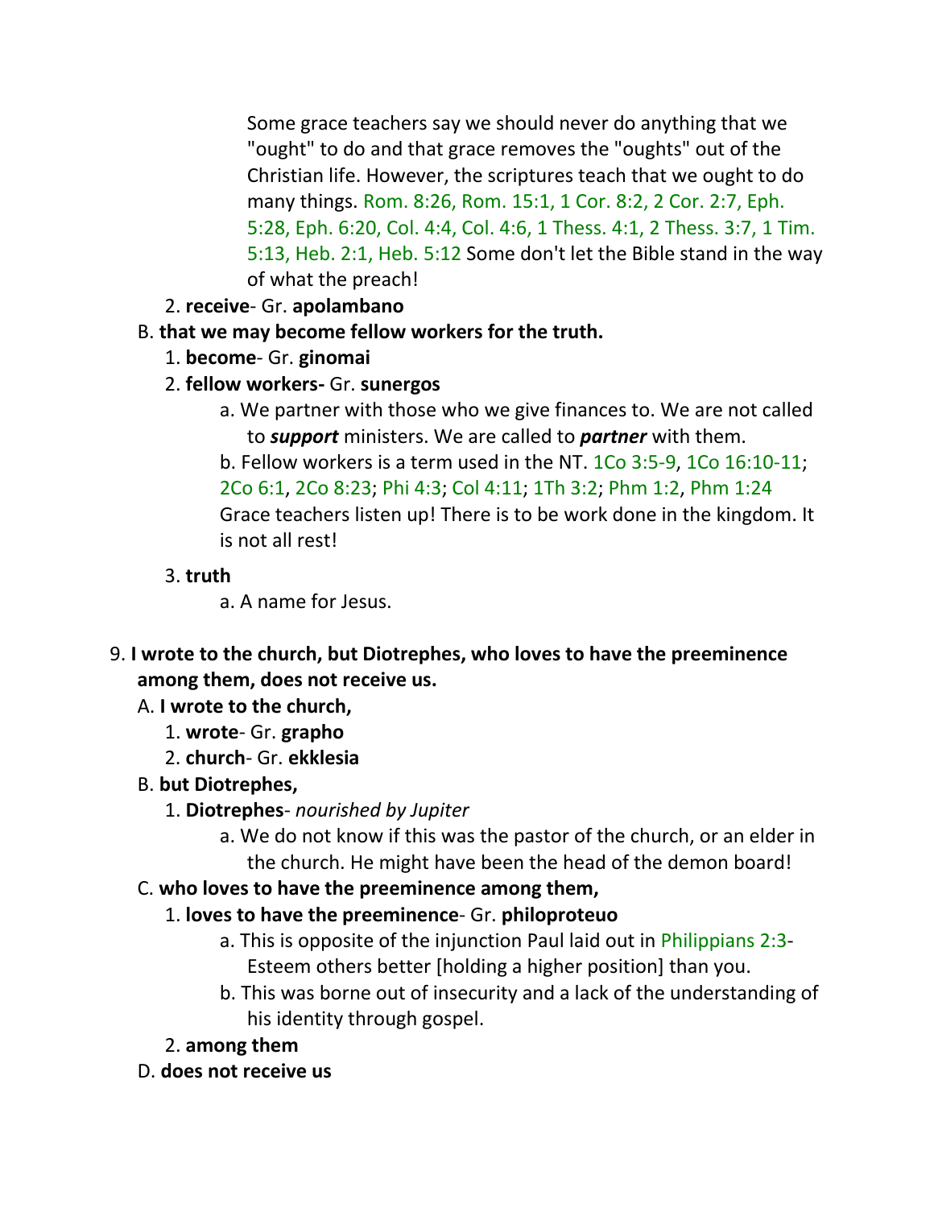Some grace teachers say we should never do anything that we "ought" to do and that grace removes the "oughts" out of the Christian life. However, the scriptures teach that we ought to do many things. Rom. 8:26, Rom. 15:1, 1 Cor. 8:2, 2 Cor. 2:7, Eph. 5:28, Eph. 6:20, Col. 4:4, Col. 4:6, 1 Thess. 4:1, 2 Thess. 3:7, 1 Tim. 5:13, Heb. 2:1, Heb. 5:12 Some don't let the Bible stand in the way of what the preach!

2. **receive**- Gr. **apolambano**

B. **that we may become fellow workers for the truth.**

1. **become**- Gr. **ginomai**
2. **fellow workers-** Gr. **sunergos**
   a. We partner with those who we give finances to. We are not called to ***support*** ministers. We are called to ***partner*** with them.
   b. Fellow workers is a term used in the NT. 1Co 3:5-9, 1Co 16:10-11; 2Co 6:1, 2Co 8:23; Phi 4:3; Col 4:11; 1Th 3:2; Phm 1:2, Phm 1:24 Grace teachers listen up! There is to be work done in the kingdom. It is not all rest!
3. **truth**
   a. A name for Jesus.

9. **I wrote to the church, but Diotrephes, who loves to have the preeminence among them, does not receive us.**

A. **I wrote to the church,**

1. **wrote**- Gr. **grapho**
2. **church**- Gr. **ekklesia**

B. **but Diotrephes,**

1. **Diotrephes**- *nourished by Jupiter*
   a. We do not know if this was the pastor of the church, or an elder in the church. He might have been the head of the demon board!

C. **who loves to have the preeminence among them,**

1. **loves to have the preeminence**- Gr. **philoproteuo**
   a. This is opposite of the injunction Paul laid out in Philippians 2:3- Esteem others better [holding a higher position] than you.
   b. This was borne out of insecurity and a lack of the understanding of his identity through gospel.
2. **among them**

D. **does not receive us**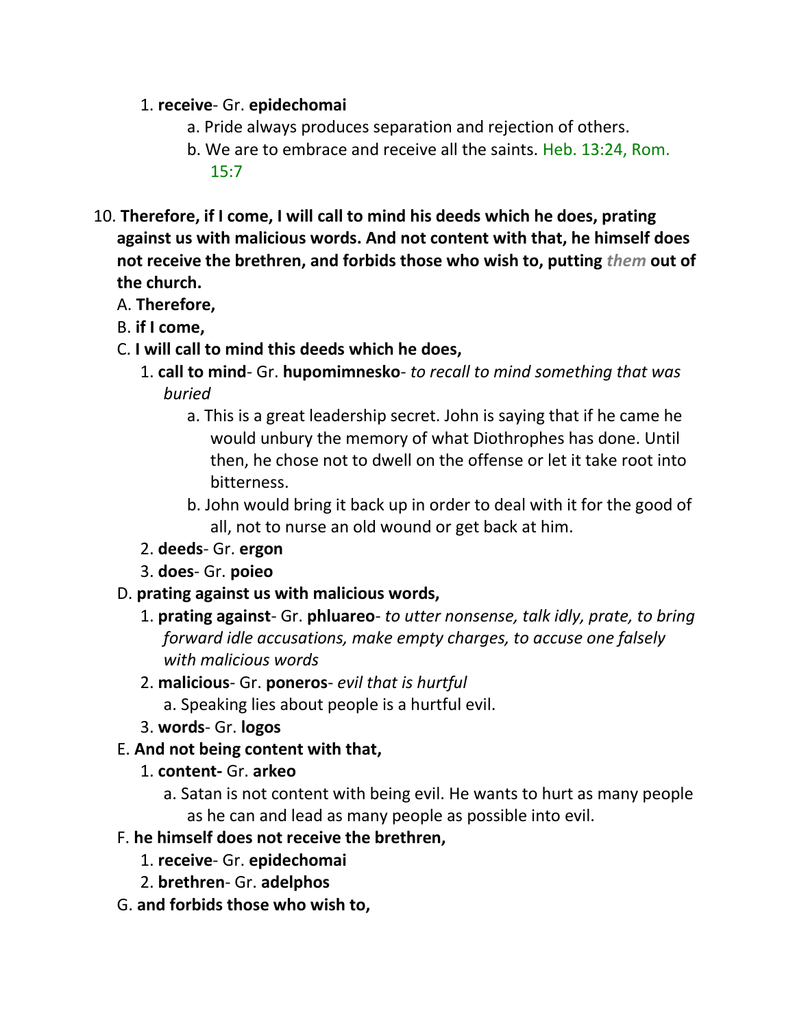1. **receive**- Gr. **epidechomai**
    a. Pride always produces separation and rejection of others.
    b. We are to embrace and receive all the saints. Heb. 13:24, Rom. 15:7

10. **Therefore, if I come, I will call to mind his deeds which he does, prating against us with malicious words. And not content with that, he himself does not receive the brethren, and forbids those who wish to, putting *them* out of the church.**

A. **Therefore,**

B. **if I come,**

C. **I will call to mind this deeds which he does,**

1. **call to mind**- Gr. **hupomimnesko**- *to recall to mind something that was buried*
    a. This is a great leadership secret. John is saying that if he came he would unbury the memory of what Diothrophes has done. Until then, he chose not to dwell on the offense or let it take root into bitterness.
    b. John would bring it back up in order to deal with it for the good of all, not to nurse an old wound or get back at him.
2. **deeds**- Gr. **ergon**
3. **does**- Gr. **poieo**

D. **prating against us with malicious words,**

1. **prating against**- Gr. **phluareo**- *to utter nonsense, talk idly, prate, to bring forward idle accusations, make empty charges, to accuse one falsely with malicious words*
2. **malicious**- Gr. **poneros**- *evil that is hurtful*
    a. Speaking lies about people is a hurtful evil.
3. **words**- Gr. **logos**

E. **And not being content with that,**

1. **content-** Gr. **arkeo**
    a. Satan is not content with being evil. He wants to hurt as many people as he can and lead as many people as possible into evil.

F. **he himself does not receive the brethren,**

1. **receive**- Gr. **epidechomai**
2. **brethren**- Gr. **adelphos**

G. **and forbids those who wish to,**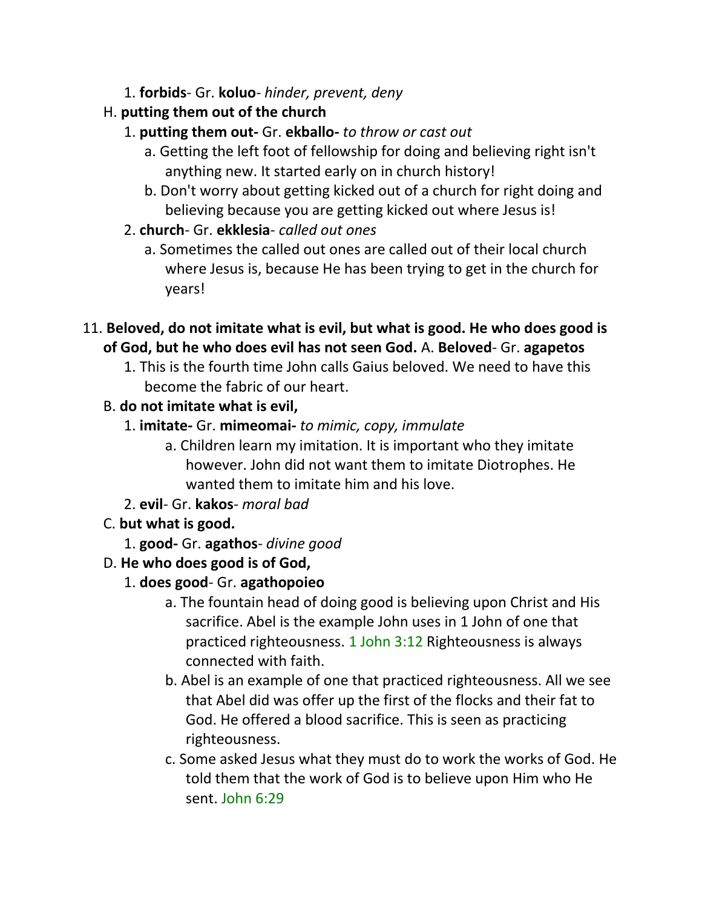1. **forbids**- Gr. **koluo**- *hinder, prevent, deny*

H. **putting them out of the church**

1. **putting them out-** Gr. **ekballo-** *to throw or cast out*
   a. Getting the left foot of fellowship for doing and believing right isn't anything new. It started early on in church history!
   b. Don't worry about getting kicked out of a church for right doing and believing because you are getting kicked out where Jesus is!
2. **church**- Gr. **ekklesia**- *called out ones*
   a. Sometimes the called out ones are called out of their local church where Jesus is, because He has been trying to get in the church for years!

11. **Beloved, do not imitate what is evil, but what is good. He who does good is of God, but he who does evil has not seen God.** A. **Beloved**- Gr. **agapetos**

1. This is the fourth time John calls Gaius beloved. We need to have this become the fabric of our heart.

B. **do not imitate what is evil,**

1. **imitate-** Gr. **mimeomai-** *to mimic, copy, immulate*
   a. Children learn my imitation. It is important who they imitate however. John did not want them to imitate Diotrophes. He wanted them to imitate him and his love.
2. **evil**- Gr. **kakos**- *moral bad*

C. **but what is good.**

1. **good-** Gr. **agathos**- *divine good*

D. **He who does good is of God,**

1. **does good**- Gr. **agathopoieo**
   a. The fountain head of doing good is believing upon Christ and His sacrifice. Abel is the example John uses in 1 John of one that practiced righteousness. 1 John 3:12 Righteousness is always connected with faith.
   b. Abel is an example of one that practiced righteousness. All we see that Abel did was offer up the first of the flocks and their fat to God. He offered a blood sacrifice. This is seen as practicing righteousness.
   c. Some asked Jesus what they must do to work the works of God. He told them that the work of God is to believe upon Him who He sent. John 6:29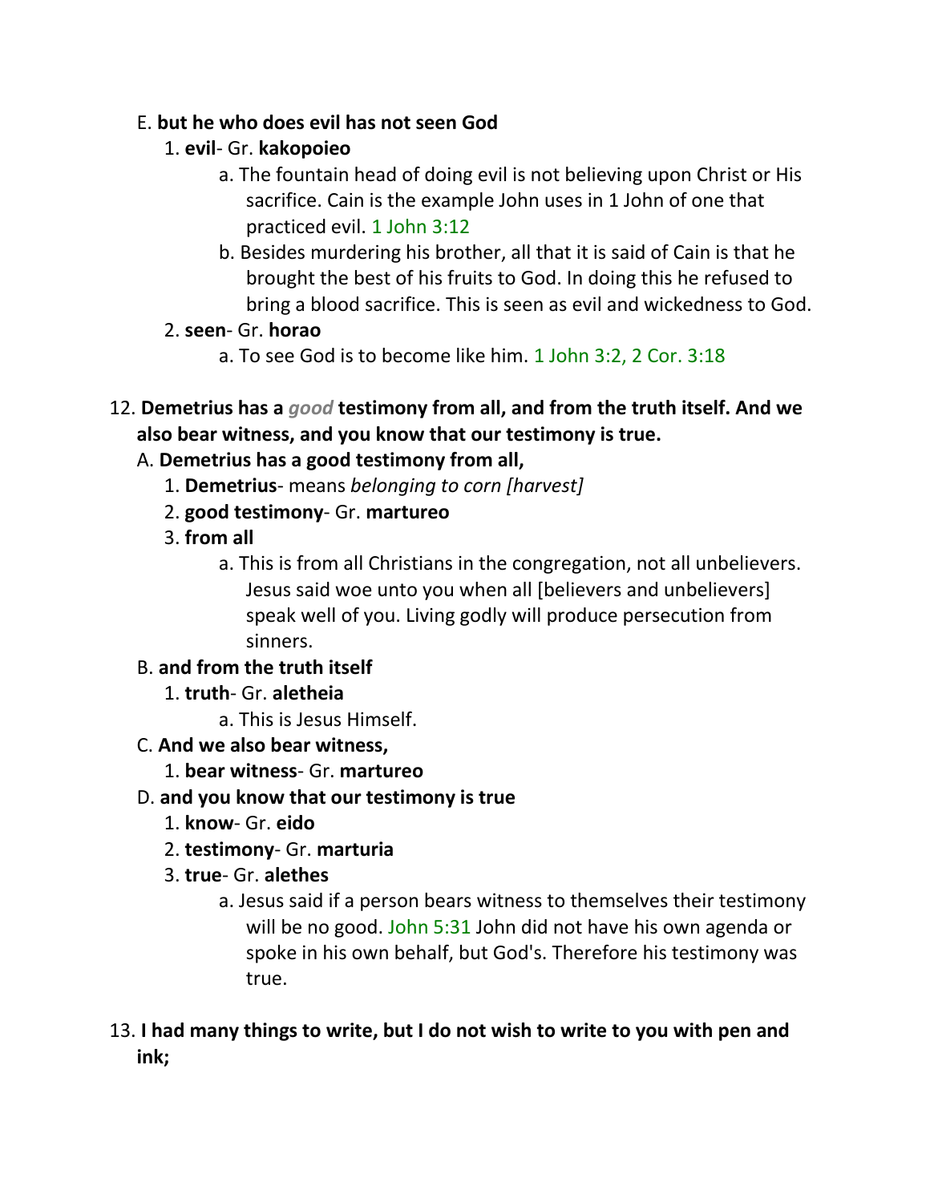E. **but he who does evil has not seen God**

1. **evil**- Gr. **kakopoieo**
   - a. The fountain head of doing evil is not believing upon Christ or His sacrifice. Cain is the example John uses in 1 John of one that practiced evil. 1 John 3:12
   - b. Besides murdering his brother, all that it is said of Cain is that he brought the best of his fruits to God. In doing this he refused to bring a blood sacrifice. This is seen as evil and wickedness to God.
2. **seen**- Gr. **horao**
   - a. To see God is to become like him. 1 John 3:2, 2 Cor. 3:18

12. **Demetrius has a *good* testimony from all, and from the truth itself. And we also bear witness, and you know that our testimony is true.**

A. **Demetrius has a good testimony from all,**

1. **Demetrius**- means *belonging to corn [harvest]*
2. **good testimony**- Gr. **martureo**
3. **from all**
   - a. This is from all Christians in the congregation, not all unbelievers. Jesus said woe unto you when all [believers and unbelievers] speak well of you. Living godly will produce persecution from sinners.

B. **and from the truth itself**

1. **truth**- Gr. **aletheia**
   - a. This is Jesus Himself.

C. **And we also bear witness,**

1. **bear witness**- Gr. **martureo**

D. **and you know that our testimony is true**

1. **know**- Gr. **eido**
2. **testimony**- Gr. **marturia**
3. **true**- Gr. **alethes**
   - a. Jesus said if a person bears witness to themselves their testimony will be no good. John 5:31 John did not have his own agenda or spoke in his own behalf, but God's. Therefore his testimony was true.

13. **I had many things to write, but I do not wish to write to you with pen and ink;**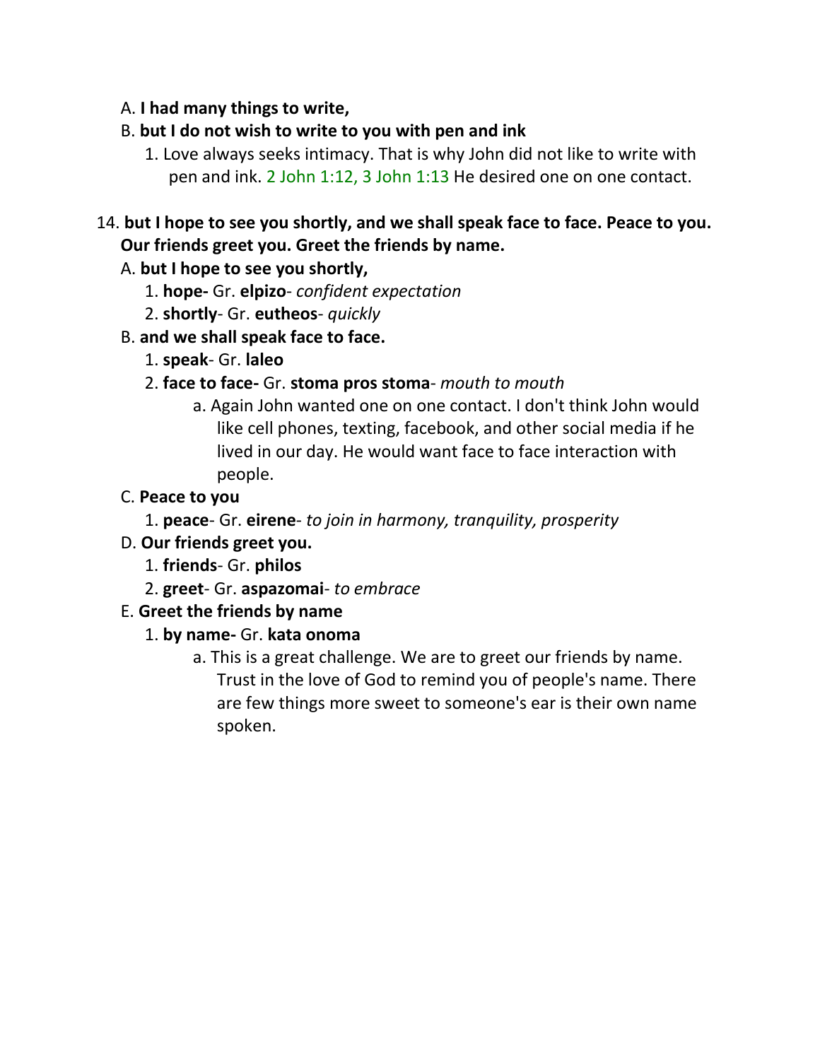A. **I had many things to write,**

B. **but I do not wish to write to you with pen and ink**

1. Love always seeks intimacy. That is why John did not like to write with pen and ink. 2 John 1:12, 3 John 1:13 He desired one on one contact.

14. **but I hope to see you shortly, and we shall speak face to face. Peace to you. Our friends greet you. Greet the friends by name.**

A. **but I hope to see you shortly,**

1. **hope-** Gr. **elpizo**- *confident expectation*
2. **shortly**- Gr. **eutheos**- *quickly*

B. **and we shall speak face to face.**

1. **speak**- Gr. **laleo**
2. **face to face-** Gr. **stoma pros stoma**- *mouth to mouth*
   a. Again John wanted one on one contact. I don't think John would like cell phones, texting, facebook, and other social media if he lived in our day. He would want face to face interaction with people.

C. **Peace to you**

1. **peace**- Gr. **eirene**- *to join in harmony, tranquility, prosperity*

D. **Our friends greet you.**

1. **friends**- Gr. **philos**
2. **greet**- Gr. **aspazomai**- *to embrace*

E. **Greet the friends by name**

1. **by name-** Gr. **kata onoma**
   a. This is a great challenge. We are to greet our friends by name. Trust in the love of God to remind you of people's name. There are few things more sweet to someone's ear is their own name spoken.